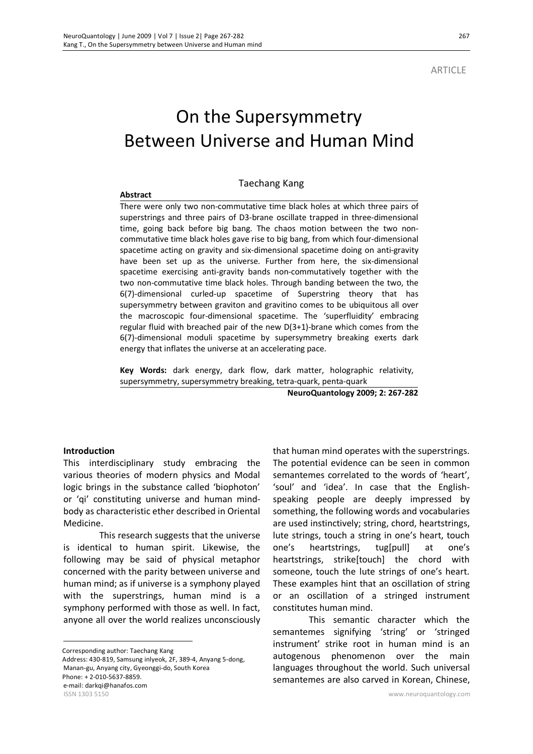ARTICLE

# On the Supersymmetry Between Universe and Human Mind

Taechang Kang

**Abstract**

There were only two non-commutative time black holes at which three pairs of superstrings and three pairs of D3-brane oscillate trapped in three-dimensional time, going back before big bang. The chaos motion between the two non-commutative time black holes gave rise to big bang, from which four-dimensional spacetime acting on gravity and six-dimensional spacetime doing on anti-gravity have been set up as the universe. Further from here, the six-dimensional spacetime exercising anti-gravity bands non-commutatively together with the two non-commutative time black holes. Through banding between the two, the 6(7)-dimensional curled-up spacetime of Superstring theory that has supersymmetry between graviton and gravitino comes to be ubiquitous all over the macroscopic four-dimensional spacetime. The 'superfluidity' embracing regular fluid with breached pair of the new D(3+1)-brane which comes from the 6(7)-dimensional moduli spacetime by supersymmetry breaking exerts dark energy that inflates the universe at an accelerating pace.

**Key Words:** dark energy, dark flow, dark matter, holographic relativity, supersymmetry, supersymmetry breaking, tetra-quark, penta-quark

**NeuroQuantology 2009; 2: 267-282**

## Introduction

This interdisciplinary study embracing the various theories of modern physics and Modal logic brings in the substance called 'biophoton' or 'qi' constituting universe and human mind-body as characteristic ether described in Oriental Medicine.

This research suggests that the universe is identical to human spirit. Likewise, the following may be said of physical metaphor concerned with the parity between universe and human mind; as if universe is a symphony played with the superstrings, human mind is a symphony performed with those as well. In fact, anyone all over the world realizes unconsciously that human mind operates with the superstrings. The potential evidence can be seen in common semantemes correlated to the words of 'heart', 'soul' and 'idea'. In case that the English-speaking people are deeply impressed by something, the following words and vocabularies are used instinctively; string, chord, heartstrings, lute strings, touch a string in one's heart, touch one's heartstrings, tug[pull] at one's heartstrings, strike[touch] the chord with someone, touch the lute strings of one's heart. These examples hint that an oscillation of string or an oscillation of a stringed instrument constitutes human mind.

This semantic character which the semantemes signifying 'string' or 'stringed instrument' strike root in human mind is an autogenous phenomenon over the main languages throughout the world. Such universal semantemes are also carved in Korean, Chinese,

Corresponding author: Taechang Kang
Address: 430-819, Samsung inlyeok, 2F, 389-4, Anyang 5-dong, Manan-gu, Anyang city, Gyeonggi-do, South Korea
Phone: + 2-010-5637-8859.
e-mail: darkqi@hanafos.com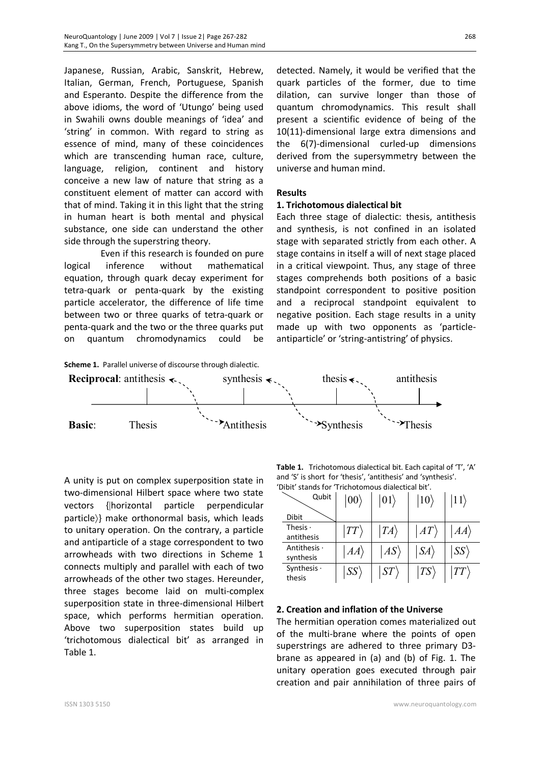Japanese, Russian, Arabic, Sanskrit, Hebrew, Italian, German, French, Portuguese, Spanish and Esperanto. Despite the difference from the above idioms, the word of 'Utungo' being used in Swahili owns double meanings of 'idea' and 'string' in common. With regard to string as essence of mind, many of these coincidences which are transcending human race, culture, language, religion, continent and history conceive a new law of nature that string as a constituent element of matter can accord with that of mind. Taking it in this light that the string in human heart is both mental and physical substance, one side can understand the other side through the superstring theory.

Even if this research is founded on pure logical inference without mathematical equation, through quark decay experiment for tetra-quark or penta-quark by the existing particle accelerator, the difference of life time between two or three quarks of tetra-quark or penta-quark and the two or the three quarks put on quantum chromodynamics could be detected. Namely, it would be verified that the quark particles of the former, due to time dilation, can survive longer than those of quantum chromodynamics. This result shall present a scientific evidence of being of the 10(11)-dimensional large extra dimensions and the 6(7)-dimensional curled-up dimensions derived from the supersymmetry between the universe and human mind.

## Results

### 1. Trichotomous dialectical bit

Each three stage of dialectic: thesis, antithesis and synthesis, is not confined in an isolated stage with separated strictly from each other. A stage contains in itself a will of next stage placed in a critical viewpoint. Thus, any stage of three stages comprehends both positions of a basic standpoint correspondent to positive position and a reciprocal standpoint equivalent to negative position. Each stage results in a unity made up with two opponents as 'particle-antiparticle' or 'string-antistring' of physics.

**Scheme 1.** Parallel universe of discourse through dialectic.

**Reciprocal**: antithesis ← synthesis ← thesis ← antithesis

**Basic**: Thesis → Antithesis → Synthesis → Thesis

A unity is put on complex superposition state in two-dimensional Hilbert space where two state vectors {|horizontal particle perpendicular particle⟩} make orthonormal basis, which leads to unitary operation. On the contrary, a particle and antiparticle of a stage correspondent to two arrowheads with two directions in Scheme 1 connects multiply and parallel with each of two arrowheads of the other two stages. Hereunder, three stages become laid on multi-complex superposition state in three-dimensional Hilbert space, which performs hermitian operation. Above two superposition states build up 'trichotomous dialectical bit' as arranged in Table 1.

**Table 1.** Trichotomous dialectical bit. Each capital of 'T', 'A' and 'S' is short for 'thesis', 'antithesis' and 'synthesis'. 'Dibit' stands for 'Trichotomous dialectical bit'.

| Dibit \ Qubit | $\|00\rangle$ | $\|01\rangle$ | $\|10\rangle$ | $\|11\rangle$ |
|---|---|---|---|---|
| Thesis · antithesis | $\|TT\rangle$ | $\|TA\rangle$ | $\|AT\rangle$ | $\|AA\rangle$ |
| Antithesis · synthesis | $\|AA\rangle$ | $\|AS\rangle$ | $\|SA\rangle$ | $\|SS\rangle$ |
| Synthesis · thesis | $\|SS\rangle$ | $\|ST\rangle$ | $\|TS\rangle$ | $\|TT\rangle$ |

### 2. Creation and inflation of the Universe

The hermitian operation comes materialized out of the multi-brane where the points of open superstrings are adhered to three primary D3-brane as appeared in (a) and (b) of Fig. 1. The unitary operation goes executed through pair creation and pair annihilation of three pairs of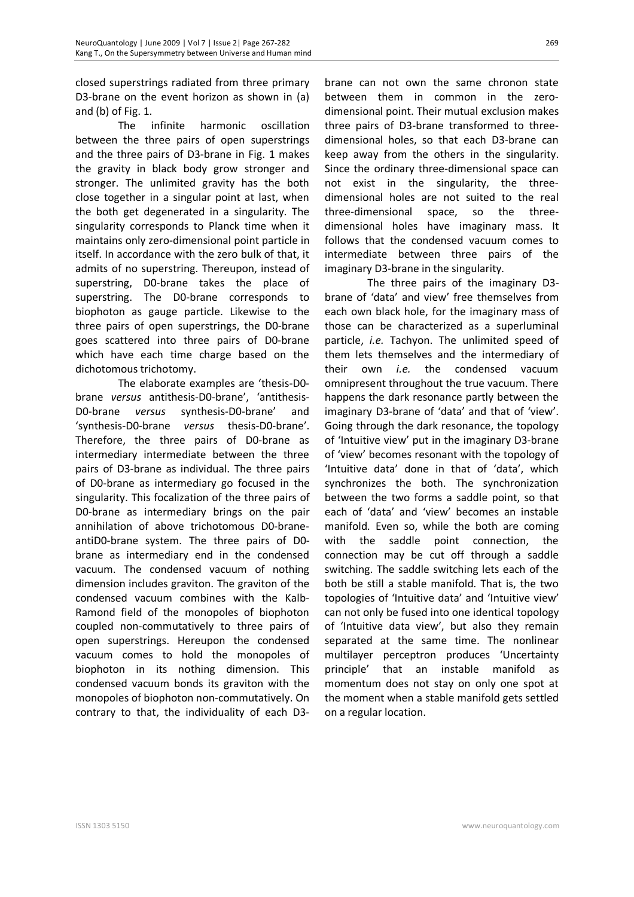closed superstrings radiated from three primary D3-brane on the event horizon as shown in (a) and (b) of Fig. 1.

The infinite harmonic oscillation between the three pairs of open superstrings and the three pairs of D3-brane in Fig. 1 makes the gravity in black body grow stronger and stronger. The unlimited gravity has the both close together in a singular point at last, when the both get degenerated in a singularity. The singularity corresponds to Planck time when it maintains only zero-dimensional point particle in itself. In accordance with the zero bulk of that, it admits of no superstring. Thereupon, instead of superstring, D0-brane takes the place of superstring. The D0-brane corresponds to biophoton as gauge particle. Likewise to the three pairs of open superstrings, the D0-brane goes scattered into three pairs of D0-brane which have each time charge based on the dichotomous trichotomy.

The elaborate examples are 'thesis-D0-brane *versus* antithesis-D0-brane', 'antithesis-D0-brane *versus* synthesis-D0-brane' and 'synthesis-D0-brane *versus* thesis-D0-brane'. Therefore, the three pairs of D0-brane as intermediary intermediate between the three pairs of D3-brane as individual. The three pairs of D0-brane as intermediary go focused in the singularity. This focalization of the three pairs of D0-brane as intermediary brings on the pair annihilation of above trichotomous D0-brane-antiD0-brane system. The three pairs of D0-brane as intermediary end in the condensed vacuum. The condensed vacuum of nothing dimension includes graviton. The graviton of the condensed vacuum combines with the Kalb-Ramond field of the monopoles of biophoton coupled non-commutatively to three pairs of open superstrings. Hereupon the condensed vacuum comes to hold the monopoles of biophoton in its nothing dimension. This condensed vacuum bonds its graviton with the monopoles of biophoton non-commutatively. On contrary to that, the individuality of each D3-brane can not own the same chronon state between them in common in the zero-dimensional point. Their mutual exclusion makes three pairs of D3-brane transformed to three-dimensional holes, so that each D3-brane can keep away from the others in the singularity. Since the ordinary three-dimensional space can not exist in the singularity, the three-dimensional holes are not suited to the real three-dimensional space, so the three-dimensional holes have imaginary mass. It follows that the condensed vacuum comes to intermediate between three pairs of the imaginary D3-brane in the singularity.

The three pairs of the imaginary D3-brane of 'data' and 'view' free themselves from each own black hole, for the imaginary mass of those can be characterized as a superluminal particle, *i.e.* Tachyon. The unlimited speed of them lets themselves and the intermediary of their own *i.e.* the condensed vacuum omnipresent throughout the true vacuum. There happens the dark resonance partly between the imaginary D3-brane of 'data' and that of 'view'. Going through the dark resonance, the topology of 'Intuitive view' put in the imaginary D3-brane of 'view' becomes resonant with the topology of 'Intuitive data' done in that of 'data', which synchronizes the both. The synchronization between the two forms a saddle point, so that each of 'data' and 'view' becomes an instable manifold. Even so, while the both are coming with the saddle point connection, the connection may be cut off through a saddle switching. The saddle switching lets each of the both be still a stable manifold. That is, the two topologies of 'Intuitive data' and 'Intuitive view' can not only be fused into one identical topology of 'Intuitive data view', but also they remain separated at the same time. The nonlinear multilayer perceptron produces 'Uncertainty principle' that an instable manifold as momentum does not stay on only one spot at the moment when a stable manifold gets settled on a regular location.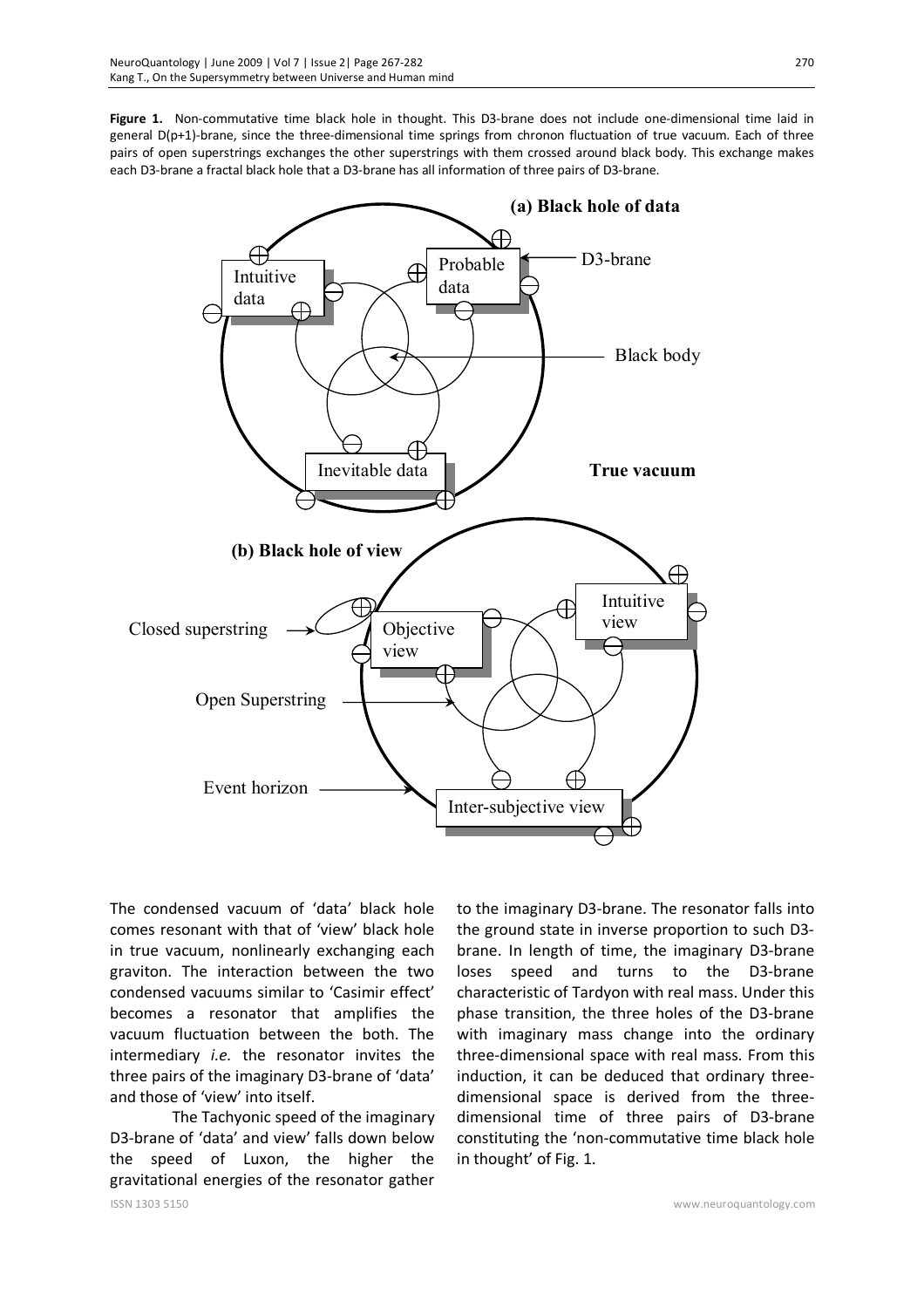**Figure 1.** Non-commutative time black hole in thought. This D3-brane does not include one-dimensional time laid in general D(p+1)-brane, since the three-dimensional time springs from chronon fluctuation of true vacuum. Each of three pairs of open superstrings exchanges the other superstrings with them crossed around black body. This exchange makes each D3-brane a fractal black hole that a D3-brane has all information of three pairs of D3-brane.

The condensed vacuum of 'data' black hole comes resonant with that of 'view' black hole in true vacuum, nonlinearly exchanging each graviton. The interaction between the two condensed vacuums similar to 'Casimir effect' becomes a resonator that amplifies the vacuum fluctuation between the both. The intermediary *i.e.* the resonator invites the three pairs of the imaginary D3-brane of 'data' and those of 'view' into itself.

The Tachyonic speed of the imaginary D3-brane of 'data' and view' falls down below the speed of Luxon, the higher the gravitational energies of the resonator gather to the imaginary D3-brane. The resonator falls into the ground state in inverse proportion to such D3-brane. In length of time, the imaginary D3-brane loses speed and turns to the D3-brane characteristic of Tardyon with real mass. Under this phase transition, the three holes of the D3-brane with imaginary mass change into the ordinary three-dimensional space with real mass. From this induction, it can be deduced that ordinary three-dimensional space is derived from the three-dimensional time of three pairs of D3-brane constituting the 'non-commutative time black hole in thought' of Fig. 1.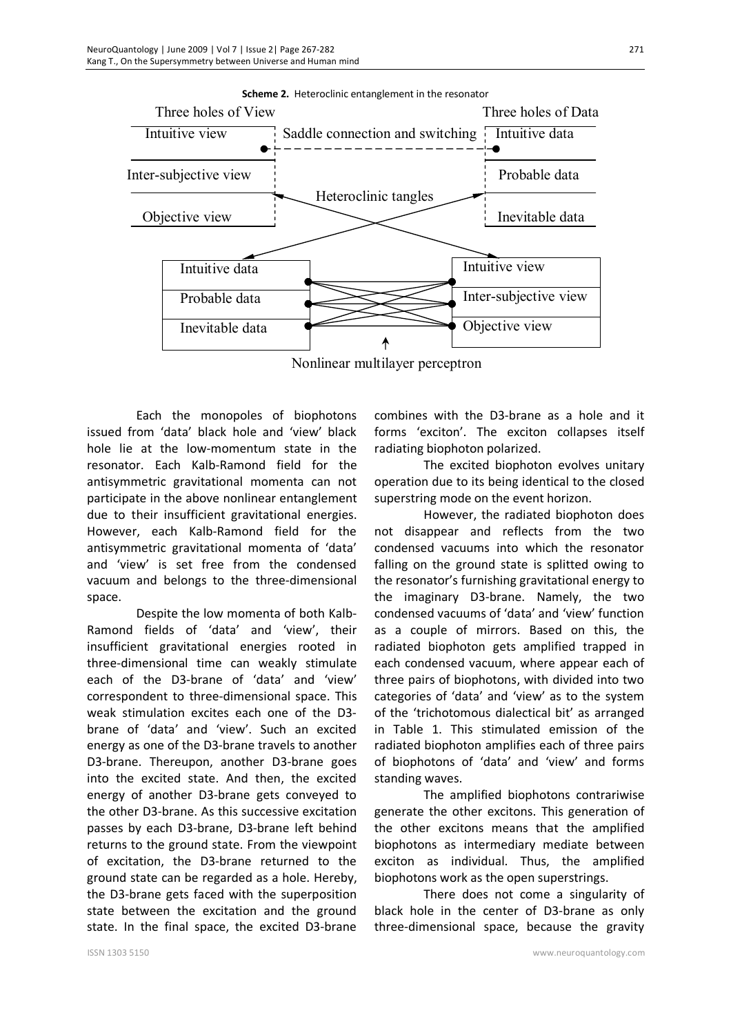**Scheme 2.** Heteroclinic entanglement in the resonator

| Three holes of View | Saddle connection and switching | Three holes of Data |
|---|---|---|
| Intuitive view | | Intuitive data |
| Inter-subjective view | Heteroclinic tangles | Probable data |
| Objective view | | Inevitable data |

| | | |
|---|---|---|
| Intuitive data | | Intuitive view |
| Probable data | | Inter-subjective view |
| Inevitable data | | Objective view |

Nonlinear multilayer perceptron

Each the monopoles of biophotons issued from 'data' black hole and 'view' black hole lie at the low-momentum state in the resonator. Each Kalb-Ramond field for the antisymmetric gravitational momenta can not participate in the above nonlinear entanglement due to their insufficient gravitational energies. However, each Kalb-Ramond field for the antisymmetric gravitational momenta of 'data' and 'view' is set free from the condensed vacuum and belongs to the three-dimensional space.

Despite the low momenta of both Kalb-Ramond fields of 'data' and 'view', their insufficient gravitational energies rooted in three-dimensional time can weakly stimulate each of the D3-brane of 'data' and 'view' correspondent to three-dimensional space. This weak stimulation excites each one of the D3-brane of 'data' and 'view'. Such an excited energy as one of the D3-brane travels to another D3-brane. Thereupon, another D3-brane goes into the excited state. And then, the excited energy of another D3-brane gets conveyed to the other D3-brane. As this successive excitation passes by each D3-brane, D3-brane left behind returns to the ground state. From the viewpoint of excitation, the D3-brane returned to the ground state can be regarded as a hole. Hereby, the D3-brane gets faced with the superposition state between the excitation and the ground state. In the final space, the excited D3-brane combines with the D3-brane as a hole and it forms 'exciton'. The exciton collapses itself radiating biophoton polarized.

The excited biophoton evolves unitary operation due to its being identical to the closed superstring mode on the event horizon.

However, the radiated biophoton does not disappear and reflects from the two condensed vacuums into which the resonator falling on the ground state is splitted owing to the resonator's furnishing gravitational energy to the imaginary D3-brane. Namely, the two condensed vacuums of 'data' and 'view' function as a couple of mirrors. Based on this, the radiated biophoton gets amplified trapped in each condensed vacuum, where appear each of three pairs of biophotons, with divided into two categories of 'data' and 'view' as to the system of the 'trichotomous dialectical bit' as arranged in Table 1. This stimulated emission of the radiated biophoton amplifies each of three pairs of biophotons of 'data' and 'view' and forms standing waves.

The amplified biophotons contrariwise generate the other excitons. This generation of the other excitons means that the amplified biophotons as intermediary mediate between exciton as individual. Thus, the amplified biophotons work as the open superstrings.

There does not come a singularity of black hole in the center of D3-brane as only three-dimensional space, because the gravity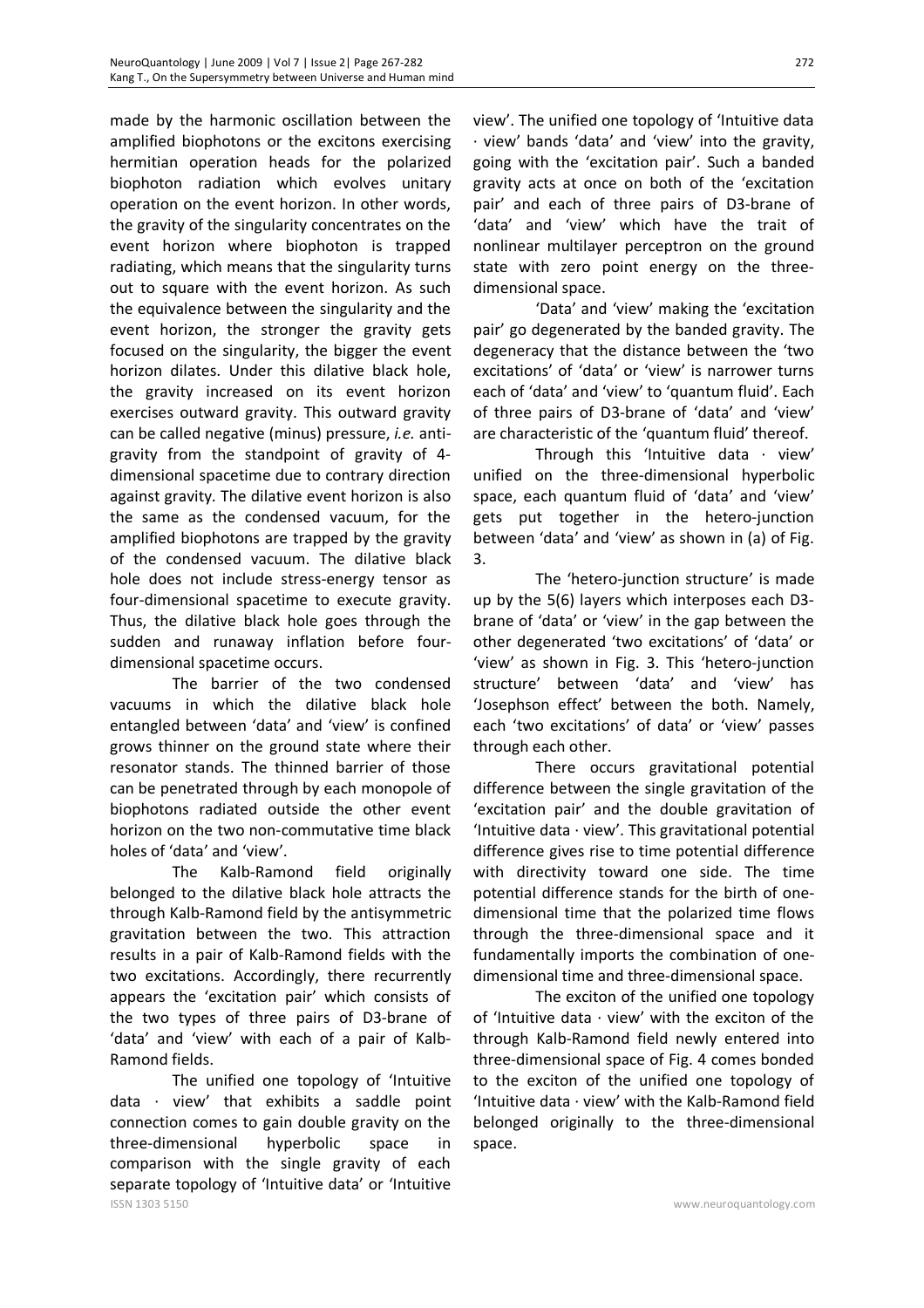made by the harmonic oscillation between the amplified biophotons or the excitons exercising hermitian operation heads for the polarized biophoton radiation which evolves unitary operation on the event horizon. In other words, the gravity of the singularity concentrates on the event horizon where biophoton is trapped radiating, which means that the singularity turns out to square with the event horizon. As such the equivalence between the singularity and the event horizon, the stronger the gravity gets focused on the singularity, the bigger the event horizon dilates. Under this dilative black hole, the gravity increased on its event horizon exercises outward gravity. This outward gravity can be called negative (minus) pressure, *i.e.* anti-gravity from the standpoint of gravity of 4-dimensional spacetime due to contrary direction against gravity. The dilative event horizon is also the same as the condensed vacuum, for the amplified biophotons are trapped by the gravity of the condensed vacuum. The dilative black hole does not include stress-energy tensor as four-dimensional spacetime to execute gravity. Thus, the dilative black hole goes through the sudden and runaway inflation before four-dimensional spacetime occurs.

The barrier of the two condensed vacuums in which the dilative black hole entangled between 'data' and 'view' is confined grows thinner on the ground state where their resonator stands. The thinned barrier of those can be penetrated through by each monopole of biophotons radiated outside the other event horizon on the two non-commutative time black holes of 'data' and 'view'.

The Kalb-Ramond field originally belonged to the dilative black hole attracts the through Kalb-Ramond field by the antisymmetric gravitation between the two. This attraction results in a pair of Kalb-Ramond fields with the two excitations. Accordingly, there recurrently appears the 'excitation pair' which consists of the two types of three pairs of D3-brane of 'data' and 'view' with each of a pair of Kalb-Ramond fields.

The unified one topology of 'Intuitive data · view' that exhibits a saddle point connection comes to gain double gravity on the three-dimensional hyperbolic space in comparison with the single gravity of each separate topology of 'Intuitive data' or 'Intuitive view'. The unified one topology of 'Intuitive data · view' bands 'data' and 'view' into the gravity, going with the 'excitation pair'. Such a banded gravity acts at once on both of the 'excitation pair' and each of three pairs of D3-brane of 'data' and 'view' which have the trait of nonlinear multilayer perceptron on the ground state with zero point energy on the three-dimensional space.

'Data' and 'view' making the 'excitation pair' go degenerated by the banded gravity. The degeneracy that the distance between the 'two excitations' of 'data' or 'view' is narrower turns each of 'data' and 'view' to 'quantum fluid'. Each of three pairs of D3-brane of 'data' and 'view' are characteristic of the 'quantum fluid' thereof.

Through this 'Intuitive data · view' unified on the three-dimensional hyperbolic space, each quantum fluid of 'data' and 'view' gets put together in the hetero-junction between 'data' and 'view' as shown in (a) of Fig. 3.

The 'hetero-junction structure' is made up by the 5(6) layers which interposes each D3-brane of 'data' or 'view' in the gap between the other degenerated 'two excitations' of 'data' or 'view' as shown in Fig. 3. This 'hetero-junction structure' between 'data' and 'view' has 'Josephson effect' between the both. Namely, each 'two excitations' of data' or 'view' passes through each other.

There occurs gravitational potential difference between the single gravitation of the 'excitation pair' and the double gravitation of 'Intuitive data · view'. This gravitational potential difference gives rise to time potential difference with directivity toward one side. The time potential difference stands for the birth of one-dimensional time that the polarized time flows through the three-dimensional space and it fundamentally imports the combination of one-dimensional time and three-dimensional space.

The exciton of the unified one topology of 'Intuitive data · view' with the exciton of the through Kalb-Ramond field newly entered into three-dimensional space of Fig. 4 comes bonded to the exciton of the unified one topology of 'Intuitive data · view' with the Kalb-Ramond field belonged originally to the three-dimensional space.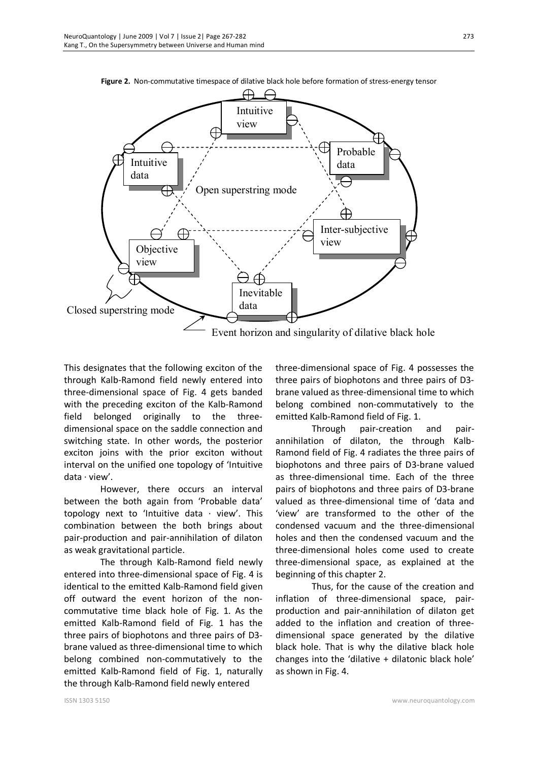**Figure 2.** Non-commutative timespace of dilative black hole before formation of stress-energy tensor

This designates that the following exciton of the through Kalb-Ramond field newly entered into three-dimensional space of Fig. 4 gets banded with the preceding exciton of the Kalb-Ramond field belonged originally to the three-dimensional space on the saddle connection and switching state. In other words, the posterior exciton joins with the prior exciton without interval on the unified one topology of 'Intuitive data · view'.

However, there occurs an interval between the both again from 'Probable data' topology next to 'Intuitive data · view'. This combination between the both brings about pair-production and pair-annihilation of dilaton as weak gravitational particle.

The through Kalb-Ramond field newly entered into three-dimensional space of Fig. 4 is identical to the emitted Kalb-Ramond field given off outward the event horizon of the non-commutative time black hole of Fig. 1. As the emitted Kalb-Ramond field of Fig. 1 has the three pairs of biophotons and three pairs of D3-brane valued as three-dimensional time to which belong combined non-commutatively to the emitted Kalb-Ramond field of Fig. 1, naturally the through Kalb-Ramond field newly entered three-dimensional space of Fig. 4 possesses the three pairs of biophotons and three pairs of D3-brane valued as three-dimensional time to which belong combined non-commutatively to the emitted Kalb-Ramond field of Fig. 1.

Through pair-creation and pair-annihilation of dilaton, the through Kalb-Ramond field of Fig. 4 radiates the three pairs of biophotons and three pairs of D3-brane valued as three-dimensional time. Each of the three pairs of biophotons and three pairs of D3-brane valued as three-dimensional time of 'data and 'view' are transformed to the other of the condensed vacuum and the three-dimensional holes and then the condensed vacuum and the three-dimensional holes come used to create three-dimensional space, as explained at the beginning of this chapter 2.

Thus, for the cause of the creation and inflation of three-dimensional space, pair-production and pair-annihilation of dilaton get added to the inflation and creation of three-dimensional space generated by the dilative black hole. That is why the dilative black hole changes into the 'dilative + dilatonic black hole' as shown in Fig. 4.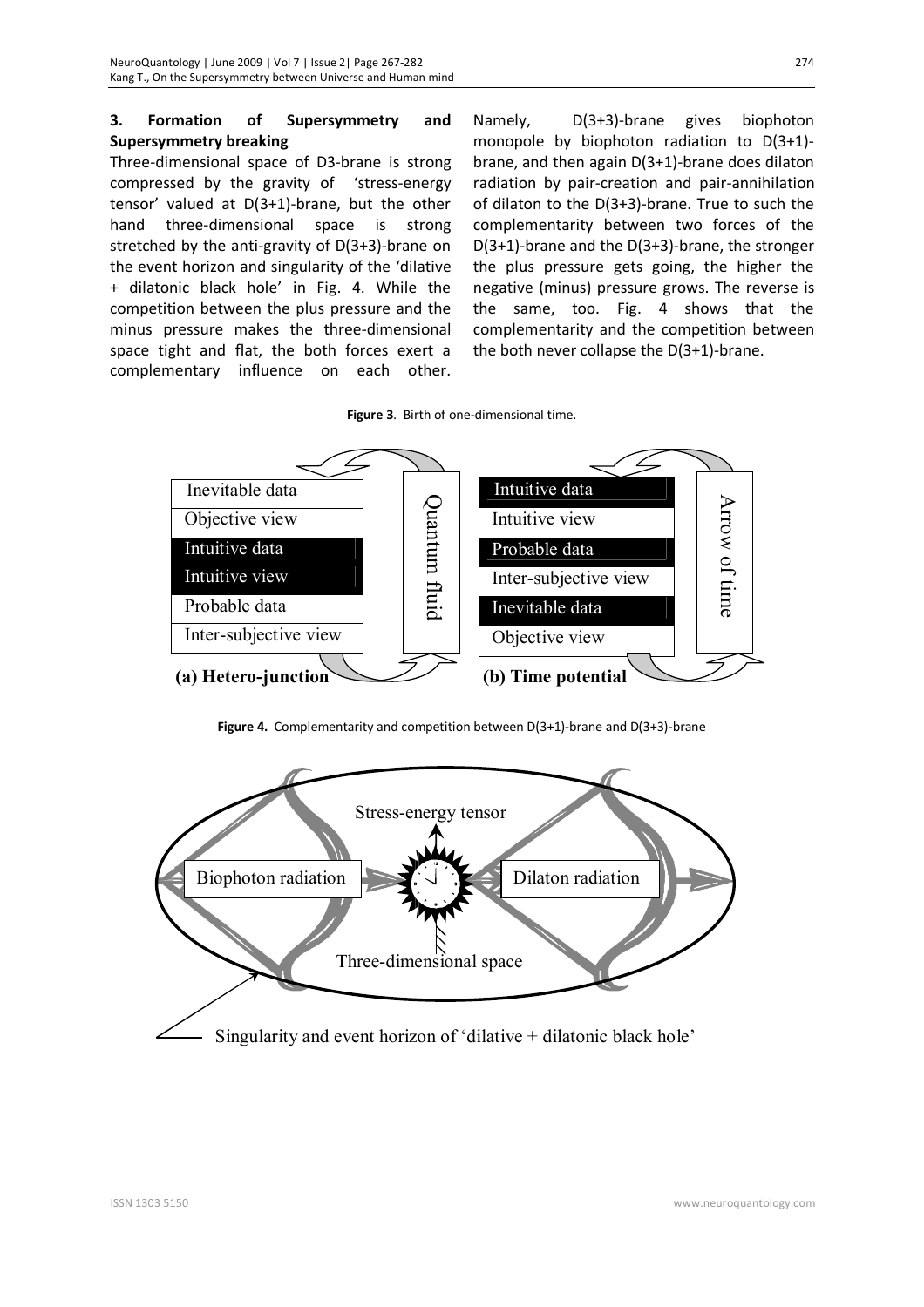## 3. Formation of Supersymmetry and Supersymmetry breaking

Three-dimensional space of D3-brane is strong compressed by the gravity of 'stress-energy tensor' valued at D(3+1)-brane, but the other hand three-dimensional space is strong stretched by the anti-gravity of D(3+3)-brane on the event horizon and singularity of the 'dilative + dilatonic black hole' in Fig. 4. While the competition between the plus pressure and the minus pressure makes the three-dimensional space tight and flat, the both forces exert a complementary influence on each other. Namely, D(3+3)-brane gives biophoton monopole by biophoton radiation to D(3+1)-brane, and then again D(3+1)-brane does dilaton radiation by pair-creation and pair-annihilation of dilaton to the D(3+3)-brane. True to such the complementarity between two forces of the D(3+1)-brane and the D(3+3)-brane, the stronger the plus pressure gets going, the higher the negative (minus) pressure grows. The reverse is the same, too. Fig. 4 shows that the complementarity and the competition between the both never collapse the D(3+1)-brane.

**Figure 3**. Birth of one-dimensional time.

(a) Hetero-junction: Inevitable data / Objective view / Intuitive data / Intuitive view / Probable data / Inter-subjective view — Quantum fluid

(b) Time potential: Intuitive data / Intuitive view / Probable data / Inter-subjective view / Inevitable data / Objective view — Arrow of time

**Figure 4.** Complementarity and competition between D(3+1)-brane and D(3+3)-brane

Stress-energy tensor; Biophoton radiation; Dilaton radiation; Three-dimensional space; Singularity and event horizon of 'dilative + dilatonic black hole'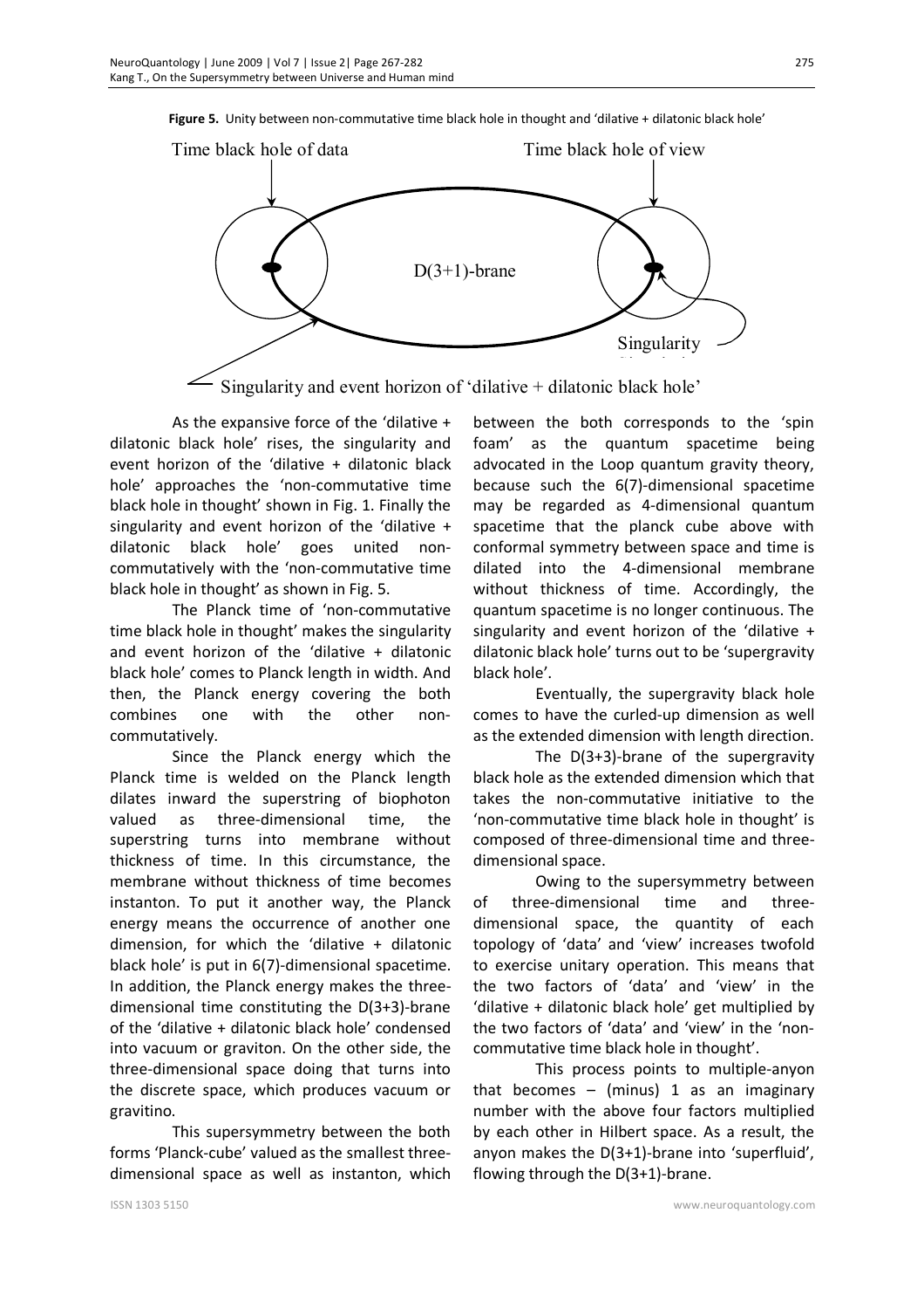**Figure 5.** Unity between non-commutative time black hole in thought and 'dilative + dilatonic black hole'

Time black hole of data

Time black hole of view

D(3+1)-brane

Singularity

Singularity and event horizon of 'dilative + dilatonic black hole'

As the expansive force of the 'dilative + dilatonic black hole' rises, the singularity and event horizon of the 'dilative + dilatonic black hole' approaches the 'non-commutative time black hole in thought' shown in Fig. 1. Finally the singularity and event horizon of the 'dilative + dilatonic black hole' goes united non-commutatively with the 'non-commutative time black hole in thought' as shown in Fig. 5.

The Planck time of 'non-commutative time black hole in thought' makes the singularity and event horizon of the 'dilative + dilatonic black hole' comes to Planck length in width. And then, the Planck energy covering the both combines one with the other non-commutatively.

Since the Planck energy which the Planck time is welded on the Planck length dilates inward the superstring of biophoton valued as three-dimensional time, the superstring turns into membrane without thickness of time. In this circumstance, the membrane without thickness of time becomes instanton. To put it another way, the Planck energy means the occurrence of another one dimension, for which the 'dilative + dilatonic black hole' is put in 6(7)-dimensional spacetime. In addition, the Planck energy makes the three-dimensional time constituting the D(3+3)-brane of the 'dilative + dilatonic black hole' condensed into vacuum or graviton. On the other side, the three-dimensional space doing that turns into the discrete space, which produces vacuum or gravitino.

This supersymmetry between the both forms 'Planck-cube' valued as the smallest three-dimensional space as well as instanton, which between the both corresponds to the 'spin foam' as the quantum spacetime being advocated in the Loop quantum gravity theory, because such the 6(7)-dimensional spacetime may be regarded as 4-dimensional quantum spacetime that the planck cube above with conformal symmetry between space and time is dilated into the 4-dimensional membrane without thickness of time. Accordingly, the quantum spacetime is no longer continuous. The singularity and event horizon of the 'dilative + dilatonic black hole' turns out to be 'supergravity black hole'.

Eventually, the supergravity black hole comes to have the curled-up dimension as well as the extended dimension with length direction.

The D(3+3)-brane of the supergravity black hole as the extended dimension which that takes the non-commutative initiative to the 'non-commutative time black hole in thought' is composed of three-dimensional time and three-dimensional space.

Owing to the supersymmetry between of three-dimensional time and three-dimensional space, the quantity of each topology of 'data' and 'view' increases twofold to exercise unitary operation. This means that the two factors of 'data' and 'view' in the 'dilative + dilatonic black hole' get multiplied by the two factors of 'data' and 'view' in the 'non-commutative time black hole in thought'.

This process points to multiple-anyon that becomes – (minus) 1 as an imaginary number with the above four factors multiplied by each other in Hilbert space. As a result, the anyon makes the D(3+1)-brane into 'superfluid', flowing through the D(3+1)-brane.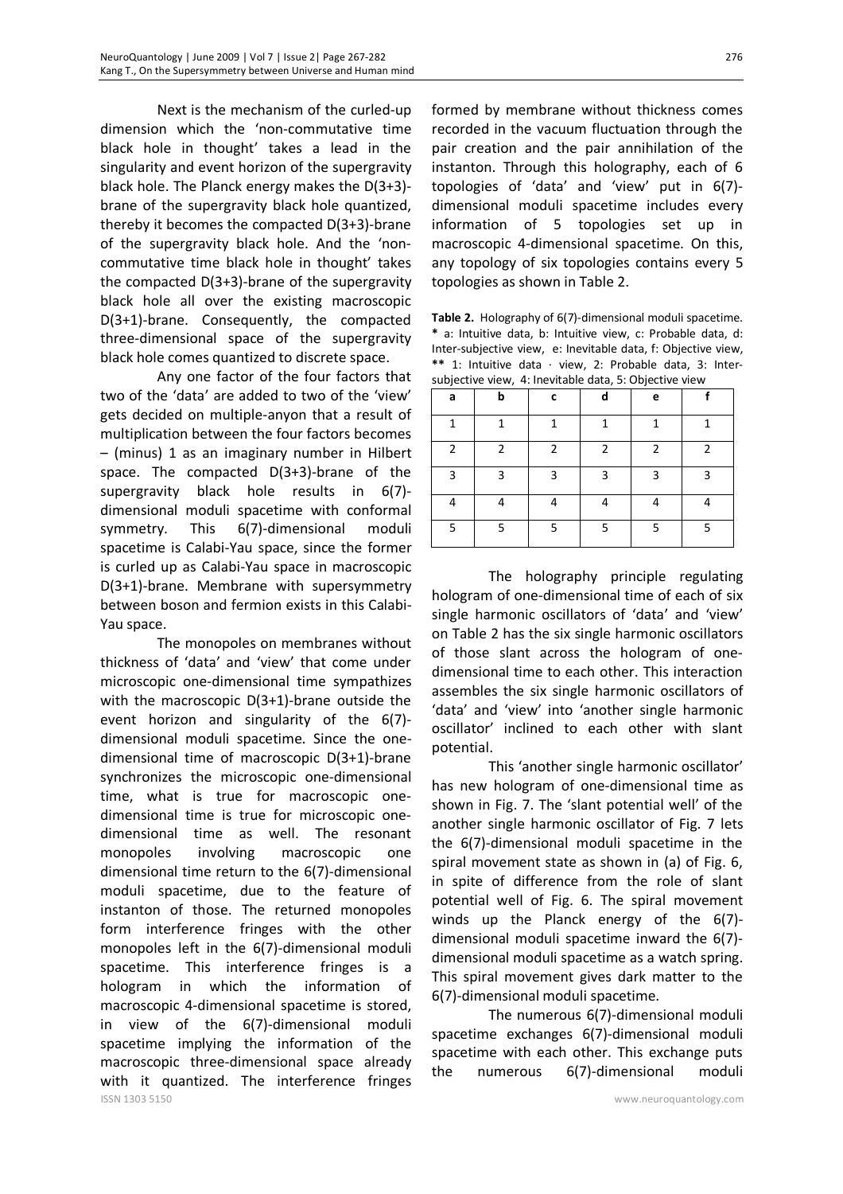Next is the mechanism of the curled-up dimension which the 'non-commutative time black hole in thought' takes a lead in the singularity and event horizon of the supergravity black hole. The Planck energy makes the D(3+3)-brane of the supergravity black hole quantized, thereby it becomes the compacted D(3+3)-brane of the supergravity black hole. And the 'non-commutative time black hole in thought' takes the compacted D(3+3)-brane of the supergravity black hole all over the existing macroscopic D(3+1)-brane. Consequently, the compacted three-dimensional space of the supergravity black hole comes quantized to discrete space.

Any one factor of the four factors that two of the 'data' are added to two of the 'view' gets decided on multiple-anyon that a result of multiplication between the four factors becomes – (minus) 1 as an imaginary number in Hilbert space. The compacted D(3+3)-brane of the supergravity black hole results in 6(7)-dimensional moduli spacetime with conformal symmetry. This 6(7)-dimensional moduli spacetime is Calabi-Yau space, since the former is curled up as Calabi-Yau space in macroscopic D(3+1)-brane. Membrane with supersymmetry between boson and fermion exists in this Calabi-Yau space.

The monopoles on membranes without thickness of 'data' and 'view' that come under microscopic one-dimensional time sympathizes with the macroscopic D(3+1)-brane outside the event horizon and singularity of the 6(7)-dimensional moduli spacetime. Since the one-dimensional time of macroscopic D(3+1)-brane synchronizes the microscopic one-dimensional time, what is true for macroscopic one-dimensional time is true for microscopic one-dimensional time as well. The resonant monopoles involving macroscopic one dimensional time return to the 6(7)-dimensional moduli spacetime, due to the feature of instanton of those. The returned monopoles form interference fringes with the other monopoles left in the 6(7)-dimensional moduli spacetime. This interference fringes is a hologram in which the information of macroscopic 4-dimensional spacetime is stored, in view of the 6(7)-dimensional moduli spacetime implying the information of the macroscopic three-dimensional space already with it quantized. The interference fringes formed by membrane without thickness comes recorded in the vacuum fluctuation through the pair creation and the pair annihilation of the instanton. Through this holography, each of 6 topologies of 'data' and 'view' put in 6(7)-dimensional moduli spacetime includes every information of 5 topologies set up in macroscopic 4-dimensional spacetime. On this, any topology of six topologies contains every 5 topologies as shown in Table 2.

**Table 2.** Holography of 6(7)-dimensional moduli spacetime. * a: Intuitive data, b: Intuitive view, c: Probable data, d: Inter-subjective view, e: Inevitable data, f: Objective view, ** 1: Intuitive data · view, 2: Probable data, 3: Inter-subjective view, 4: Inevitable data, 5: Objective view

| a | b | c | d | e | f |
|---|---|---|---|---|---|
| 1 | 1 | 1 | 1 | 1 | 1 |
| 2 | 2 | 2 | 2 | 2 | 2 |
| 3 | 3 | 3 | 3 | 3 | 3 |
| 4 | 4 | 4 | 4 | 4 | 4 |
| 5 | 5 | 5 | 5 | 5 | 5 |

The holography principle regulating hologram of one-dimensional time of each of six single harmonic oscillators of 'data' and 'view' on Table 2 has the six single harmonic oscillators of those slant across the hologram of one-dimensional time to each other. This interaction assembles the six single harmonic oscillators of 'data' and 'view' into 'another single harmonic oscillator' inclined to each other with slant potential.

This 'another single harmonic oscillator' has new hologram of one-dimensional time as shown in Fig. 7. The 'slant potential well' of the another single harmonic oscillator of Fig. 7 lets the 6(7)-dimensional moduli spacetime in the spiral movement state as shown in (a) of Fig. 6, in spite of difference from the role of slant potential well of Fig. 6. The spiral movement winds up the Planck energy of the 6(7)-dimensional moduli spacetime inward the 6(7)-dimensional moduli spacetime as a watch spring. This spiral movement gives dark matter to the 6(7)-dimensional moduli spacetime.

The numerous 6(7)-dimensional moduli spacetime exchanges 6(7)-dimensional moduli spacetime with each other. This exchange puts the numerous 6(7)-dimensional moduli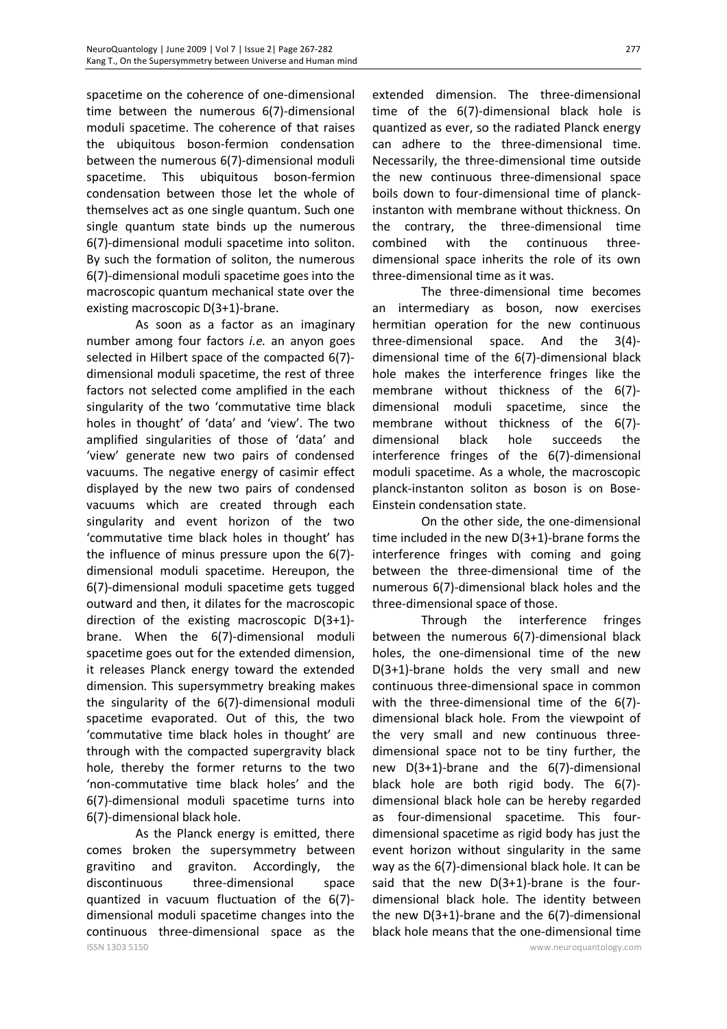spacetime on the coherence of one-dimensional time between the numerous 6(7)-dimensional moduli spacetime. The coherence of that raises the ubiquitous boson-fermion condensation between the numerous 6(7)-dimensional moduli spacetime. This ubiquitous boson-fermion condensation between those let the whole of themselves act as one single quantum. Such one single quantum state binds up the numerous 6(7)-dimensional moduli spacetime into soliton. By such the formation of soliton, the numerous 6(7)-dimensional moduli spacetime goes into the macroscopic quantum mechanical state over the existing macroscopic D(3+1)-brane.

As soon as a factor as an imaginary number among four factors *i.e.* an anyon goes selected in Hilbert space of the compacted 6(7)-dimensional moduli spacetime, the rest of three factors not selected come amplified in the each singularity of the two 'commutative time black holes in thought' of 'data' and 'view'. The two amplified singularities of those of 'data' and 'view' generate new two pairs of condensed vacuums. The negative energy of casimir effect displayed by the new two pairs of condensed vacuums which are created through each singularity and event horizon of the two 'commutative time black holes in thought' has the influence of minus pressure upon the 6(7)-dimensional moduli spacetime. Hereupon, the 6(7)-dimensional moduli spacetime gets tugged outward and then, it dilates for the macroscopic direction of the existing macroscopic D(3+1)-brane. When the 6(7)-dimensional moduli spacetime goes out for the extended dimension, it releases Planck energy toward the extended dimension. This supersymmetry breaking makes the singularity of the 6(7)-dimensional moduli spacetime evaporated. Out of this, the two 'commutative time black holes in thought' are through with the compacted supergravity black hole, thereby the former returns to the two 'non-commutative time black holes' and the 6(7)-dimensional moduli spacetime turns into 6(7)-dimensional black hole.

As the Planck energy is emitted, there comes broken the supersymmetry between gravitino and graviton. Accordingly, the discontinuous three-dimensional space quantized in vacuum fluctuation of the 6(7)-dimensional moduli spacetime changes into the continuous three-dimensional space as the extended dimension. The three-dimensional time of the 6(7)-dimensional black hole is quantized as ever, so the radiated Planck energy can adhere to the three-dimensional time. Necessarily, the three-dimensional time outside the new continuous three-dimensional space boils down to four-dimensional time of planck-instanton with membrane without thickness. On the contrary, the three-dimensional time combined with the continuous three-dimensional space inherits the role of its own three-dimensional time as it was.

The three-dimensional time becomes an intermediary as boson, now exercises hermitian operation for the new continuous three-dimensional space. And the 3(4)-dimensional time of the 6(7)-dimensional black hole makes the interference fringes like the membrane without thickness of the 6(7)-dimensional moduli spacetime, since the membrane without thickness of the 6(7)-dimensional black hole succeeds the interference fringes of the 6(7)-dimensional moduli spacetime. As a whole, the macroscopic planck-instanton soliton as boson is on Bose-Einstein condensation state.

On the other side, the one-dimensional time included in the new D(3+1)-brane forms the interference fringes with coming and going between the three-dimensional time of the numerous 6(7)-dimensional black holes and the three-dimensional space of those.

Through the interference fringes between the numerous 6(7)-dimensional black holes, the one-dimensional time of the new D(3+1)-brane holds the very small and new continuous three-dimensional space in common with the three-dimensional time of the 6(7)-dimensional black hole. From the viewpoint of the very small and new continuous three-dimensional space not to be tiny further, the new D(3+1)-brane and the 6(7)-dimensional black hole are both rigid body. The 6(7)-dimensional black hole can be hereby regarded as four-dimensional spacetime. This four-dimensional spacetime as rigid body has just the event horizon without singularity in the same way as the 6(7)-dimensional black hole. It can be said that the new D(3+1)-brane is the four-dimensional black hole. The identity between the new D(3+1)-brane and the 6(7)-dimensional black hole means that the one-dimensional time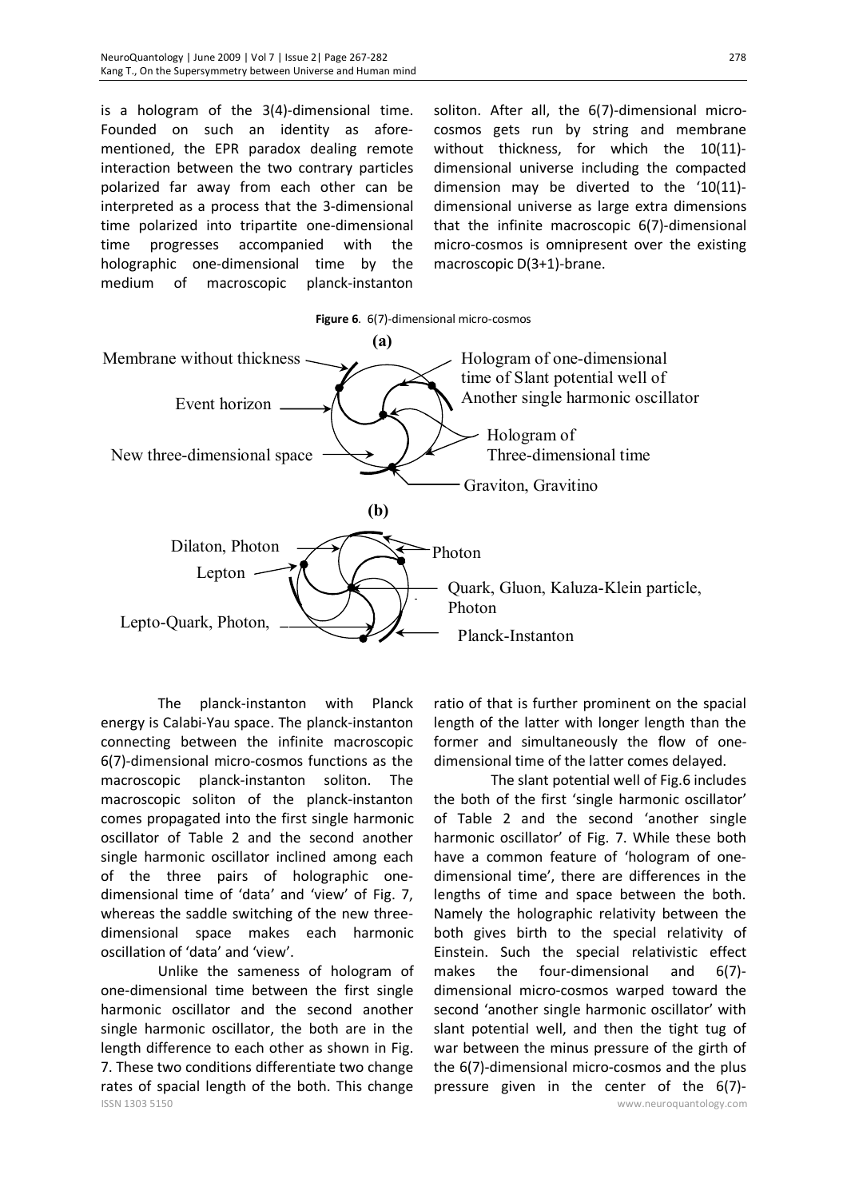is a hologram of the 3(4)-dimensional time. Founded on such an identity as aforementioned, the EPR paradox dealing remote interaction between the two contrary particles polarized far away from each other can be interpreted as a process that the 3-dimensional time polarized into tripartite one-dimensional time progresses accompanied with the holographic one-dimensional time by the medium of macroscopic planck-instanton soliton. After all, the 6(7)-dimensional micro-cosmos gets run by string and membrane without thickness, for which the 10(11)-dimensional universe including the compacted dimension may be diverted to the '10(11)-dimensional universe as large extra dimensions that the infinite macroscopic 6(7)-dimensional micro-cosmos is omnipresent over the existing macroscopic D(3+1)-brane.

**Figure 6**. 6(7)-dimensional micro-cosmos

**(a)**

Membrane without thickness; Event horizon; New three-dimensional space; Hologram of one-dimensional time of Slant potential well of Another single harmonic oscillator; Hologram of Three-dimensional time; Graviton, Gravitino

**(b)**

Dilaton, Photon; Lepton; Lepto-Quark, Photon,; Photon; Quark, Gluon, Kaluza-Klein particle, Photon; Planck-Instanton

The planck-instanton with Planck energy is Calabi-Yau space. The planck-instanton connecting between the infinite macroscopic 6(7)-dimensional micro-cosmos functions as the macroscopic planck-instanton soliton. The macroscopic soliton of the planck-instanton comes propagated into the first single harmonic oscillator of Table 2 and the second another single harmonic oscillator inclined among each of the three pairs of holographic one-dimensional time of 'data' and 'view' of Fig. 7, whereas the saddle switching of the new three-dimensional space makes each harmonic oscillation of 'data' and 'view'.

Unlike the sameness of hologram of one-dimensional time between the first single harmonic oscillator and the second another single harmonic oscillator, the both are in the length difference to each other as shown in Fig. 7. These two conditions differentiate two change rates of spacial length of the both. This change ratio of that is further prominent on the spacial length of the latter with longer length than the former and simultaneously the flow of one-dimensional time of the latter comes delayed.

The slant potential well of Fig.6 includes the both of the first 'single harmonic oscillator' of Table 2 and the second 'another single harmonic oscillator' of Fig. 7. While these both have a common feature of 'hologram of one-dimensional time', there are differences in the lengths of time and space between the both. Namely the holographic relativity between the both gives birth to the special relativity of Einstein. Such the special relativistic effect makes the four-dimensional and 6(7)-dimensional micro-cosmos warped toward the second 'another single harmonic oscillator' with slant potential well, and then the tight tug of war between the minus pressure of the girth of the 6(7)-dimensional micro-cosmos and the plus pressure given in the center of the 6(7)-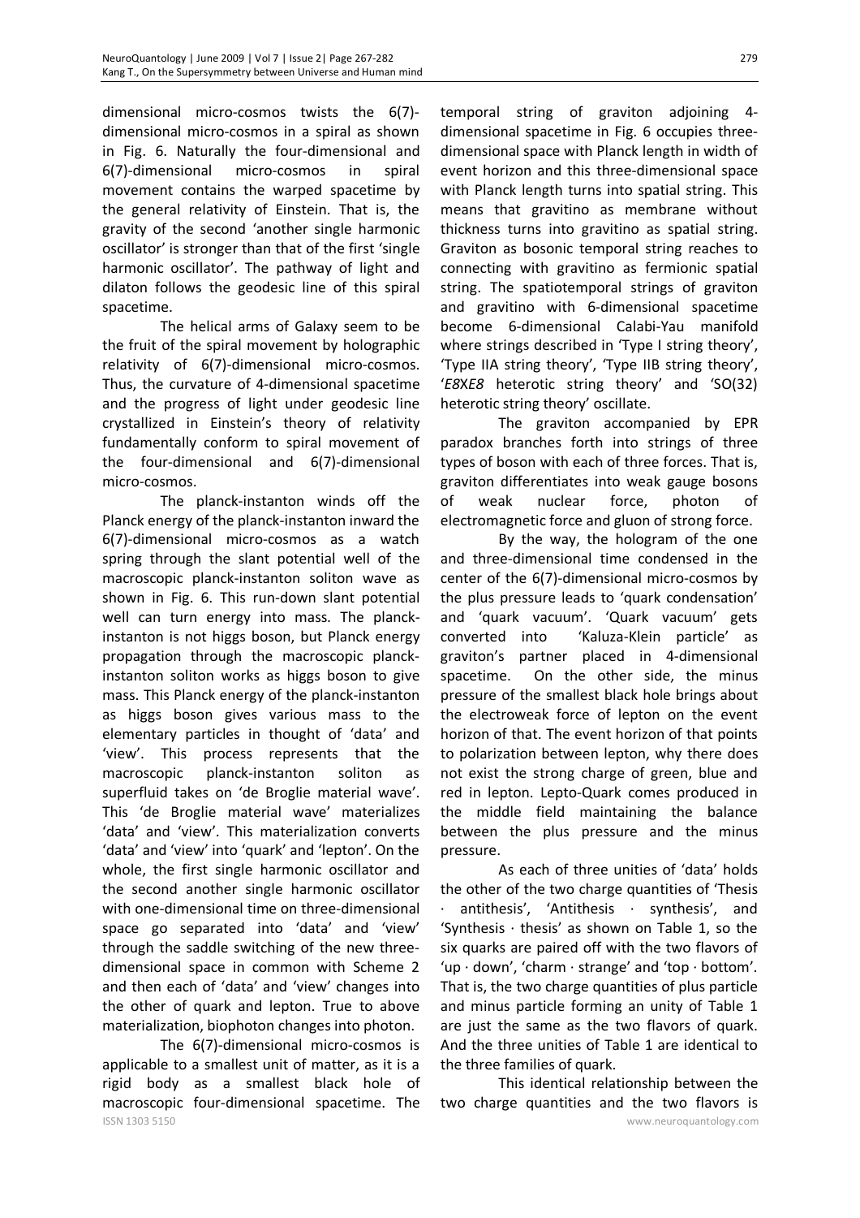dimensional micro-cosmos twists the 6(7)-dimensional micro-cosmos in a spiral as shown in Fig. 6. Naturally the four-dimensional and 6(7)-dimensional micro-cosmos in spiral movement contains the warped spacetime by the general relativity of Einstein. That is, the gravity of the second 'another single harmonic oscillator' is stronger than that of the first 'single harmonic oscillator'. The pathway of light and dilaton follows the geodesic line of this spiral spacetime.

The helical arms of Galaxy seem to be the fruit of the spiral movement by holographic relativity of 6(7)-dimensional micro-cosmos. Thus, the curvature of 4-dimensional spacetime and the progress of light under geodesic line crystallized in Einstein's theory of relativity fundamentally conform to spiral movement of the four-dimensional and 6(7)-dimensional micro-cosmos.

The planck-instanton winds off the Planck energy of the planck-instanton inward the 6(7)-dimensional micro-cosmos as a watch spring through the slant potential well of the macroscopic planck-instanton soliton wave as shown in Fig. 6. This run-down slant potential well can turn energy into mass. The planck-instanton is not higgs boson, but Planck energy propagation through the macroscopic planck-instanton soliton works as higgs boson to give mass. This Planck energy of the planck-instanton as higgs boson gives various mass to the elementary particles in thought of 'data' and 'view'. This process represents that the macroscopic planck-instanton soliton as superfluid takes on 'de Broglie material wave'. This 'de Broglie material wave' materializes 'data' and 'view'. This materialization converts 'data' and 'view' into 'quark' and 'lepton'. On the whole, the first single harmonic oscillator and the second another single harmonic oscillator with one-dimensional time on three-dimensional space go separated into 'data' and 'view' through the saddle switching of the new three-dimensional space in common with Scheme 2 and then each of 'data' and 'view' changes into the other of quark and lepton. True to above materialization, biophoton changes into photon.

The 6(7)-dimensional micro-cosmos is applicable to a smallest unit of matter, as it is a rigid body as a smallest black hole of macroscopic four-dimensional spacetime. The temporal string of graviton adjoining 4-dimensional spacetime in Fig. 6 occupies three-dimensional space with Planck length in width of event horizon and this three-dimensional space with Planck length turns into spatial string. This means that gravitino as membrane without thickness turns into gravitino as spatial string. Graviton as bosonic temporal string reaches to connecting with gravitino as fermionic spatial string. The spatiotemporal strings of graviton and gravitino with 6-dimensional spacetime become 6-dimensional Calabi-Yau manifold where strings described in 'Type I string theory', 'Type IIA string theory', 'Type IIB string theory', '*E8XE8* heterotic string theory' and 'SO(32) heterotic string theory' oscillate.

The graviton accompanied by EPR paradox branches forth into strings of three types of boson with each of three forces. That is, graviton differentiates into weak gauge bosons of weak nuclear force, photon of electromagnetic force and gluon of strong force.

By the way, the hologram of the one and three-dimensional time condensed in the center of the 6(7)-dimensional micro-cosmos by the plus pressure leads to 'quark condensation' and 'quark vacuum'. 'Quark vacuum' gets converted into 'Kaluza-Klein particle' as graviton's partner placed in 4-dimensional spacetime. On the other side, the minus pressure of the smallest black hole brings about the electroweak force of lepton on the event horizon of that. The event horizon of that points to polarization between lepton, why there does not exist the strong charge of green, blue and red in lepton. Lepto-Quark comes produced in the middle field maintaining the balance between the plus pressure and the minus pressure.

As each of three unities of 'data' holds the other of the two charge quantities of 'Thesis · antithesis', 'Antithesis · synthesis', and 'Synthesis · thesis' as shown on Table 1, so the six quarks are paired off with the two flavors of 'up · down', 'charm · strange' and 'top · bottom'. That is, the two charge quantities of plus particle and minus particle forming an unity of Table 1 are just the same as the two flavors of quark. And the three unities of Table 1 are identical to the three families of quark.

This identical relationship between the two charge quantities and the two flavors is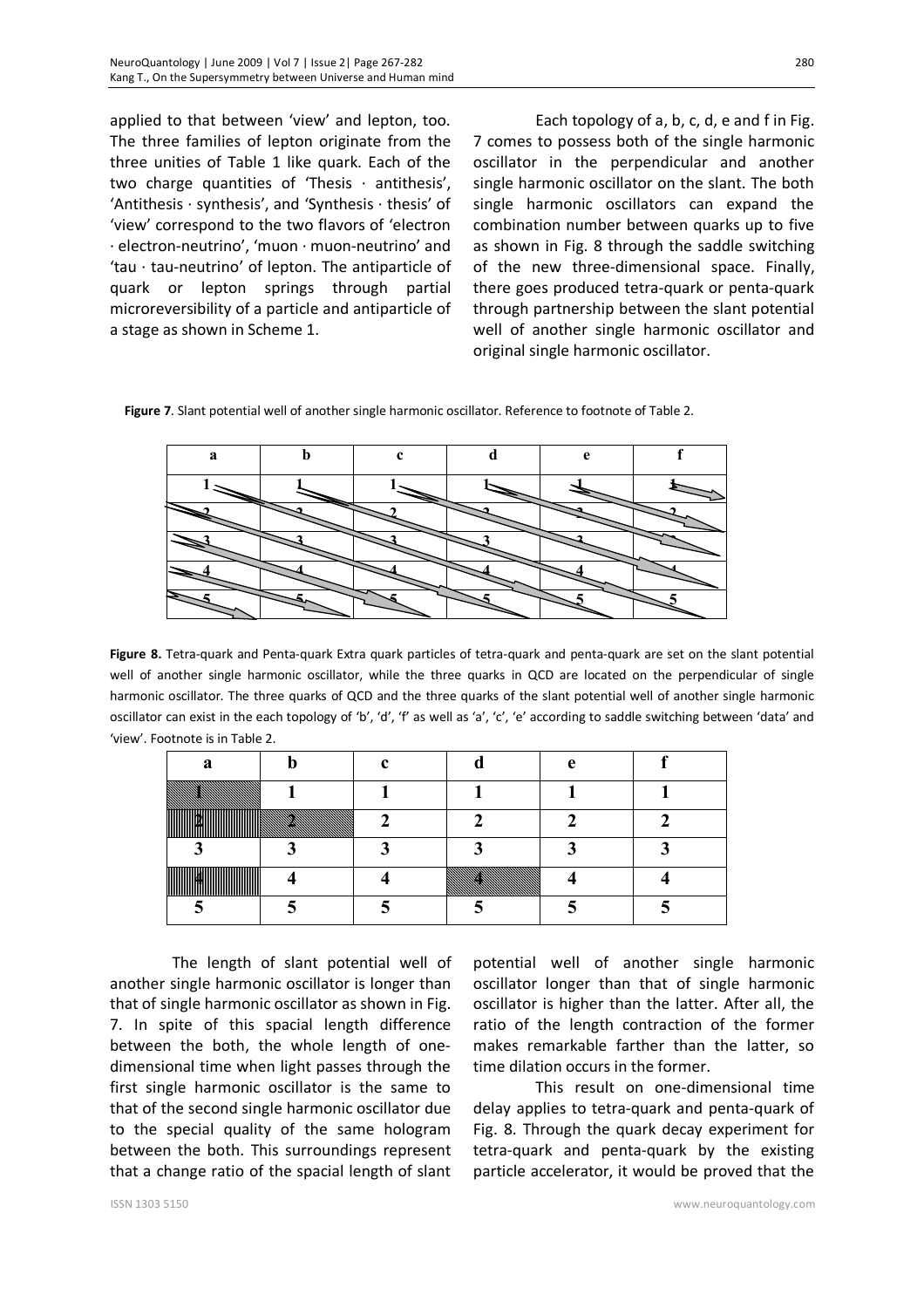applied to that between 'view' and lepton, too. The three families of lepton originate from the three unities of Table 1 like quark. Each of the two charge quantities of 'Thesis · antithesis', 'Antithesis · synthesis', and 'Synthesis · thesis' of 'view' correspond to the two flavors of 'electron · electron-neutrino', 'muon · muon-neutrino' and 'tau · tau-neutrino' of lepton. The antiparticle of quark or lepton springs through partial microreversibility of a particle and antiparticle of a stage as shown in Scheme 1.

Each topology of a, b, c, d, e and f in Fig. 7 comes to possess both of the single harmonic oscillator in the perpendicular and another single harmonic oscillator on the slant. The both single harmonic oscillators can expand the combination number between quarks up to five as shown in Fig. 8 through the saddle switching of the new three-dimensional space. Finally, there goes produced tetra-quark or penta-quark through partnership between the slant potential well of another single harmonic oscillator and original single harmonic oscillator.

**Figure 7**. Slant potential well of another single harmonic oscillator. Reference to footnote of Table 2.

| a | b | c | d | e | f |
|---|---|---|---|---|---|
| 1 | 1 | 1 | 1 | 1 | 1 |
| 2 | 2 | 2 | 2 | 2 | 2 |
| 3 | 3 | 3 | 3 | 3 | 3 |
| 4 | 4 | 4 | 4 | 4 | 4 |
| 5 | 5 | 5 | 5 | 5 | 5 |

**Figure 8.** Tetra-quark and Penta-quark Extra quark particles of tetra-quark and penta-quark are set on the slant potential well of another single harmonic oscillator, while the three quarks in QCD are located on the perpendicular of single harmonic oscillator. The three quarks of QCD and the three quarks of the slant potential well of another single harmonic oscillator can exist in the each topology of 'b', 'd', 'f' as well as 'a', 'c', 'e' according to saddle switching between 'data' and 'view'. Footnote is in Table 2.

| a | b | c | d | e | f |
|---|---|---|---|---|---|
| 1 | 1 | 1 | 1 | 1 | 1 |
| 2 | 2 | 2 | 2 | 2 | 2 |
| 3 | 3 | 3 | 3 | 3 | 3 |
| 4 | 4 | 4 | 4 | 4 | 4 |
| 5 | 5 | 5 | 5 | 5 | 5 |

The length of slant potential well of another single harmonic oscillator is longer than that of single harmonic oscillator as shown in Fig. 7. In spite of this spacial length difference between the both, the whole length of one-dimensional time when light passes through the first single harmonic oscillator is the same to that of the second single harmonic oscillator due to the special quality of the same hologram between the both. This surroundings represent that a change ratio of the spacial length of slant potential well of another single harmonic oscillator longer than that of single harmonic oscillator is higher than the latter. After all, the ratio of the length contraction of the former makes remarkable farther than the latter, so time dilation occurs in the former.

This result on one-dimensional time delay applies to tetra-quark and penta-quark of Fig. 8. Through the quark decay experiment for tetra-quark and penta-quark by the existing particle accelerator, it would be proved that the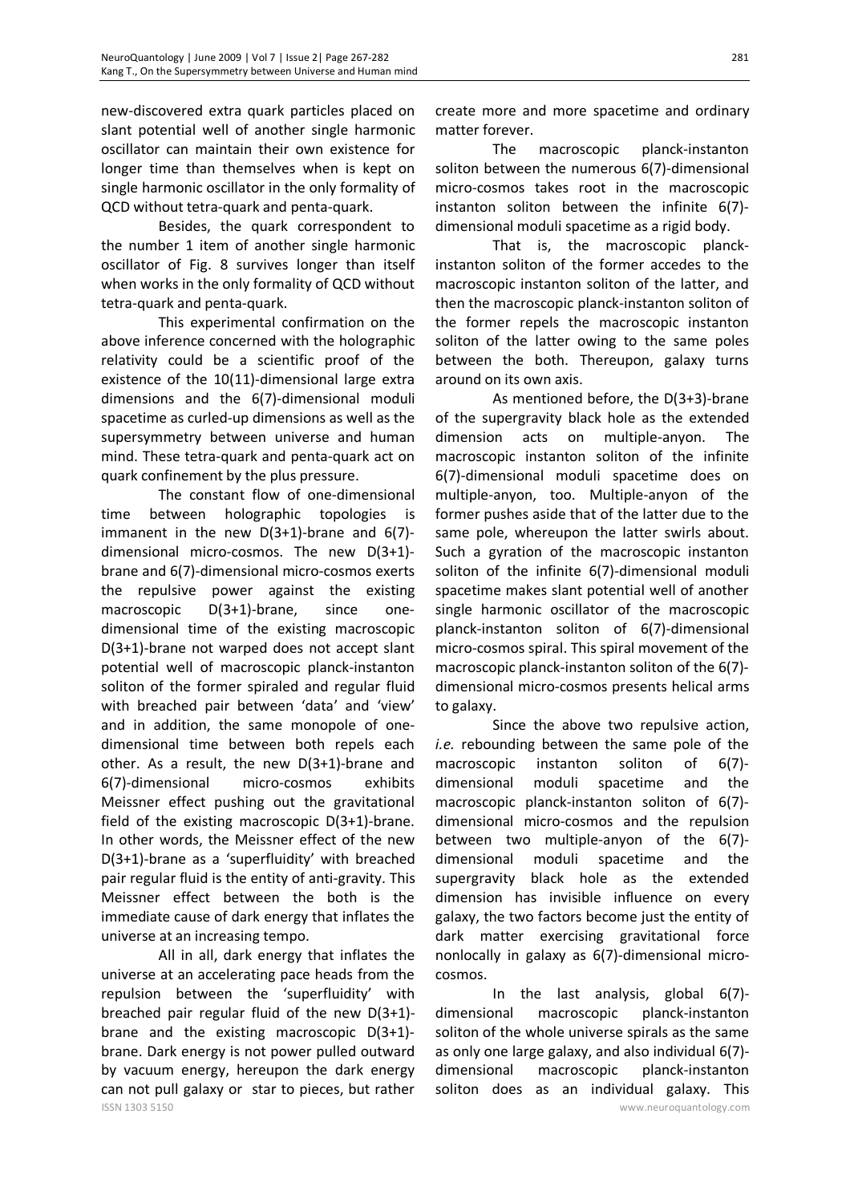new-discovered extra quark particles placed on slant potential well of another single harmonic oscillator can maintain their own existence for longer time than themselves when is kept on single harmonic oscillator in the only formality of QCD without tetra-quark and penta-quark.

Besides, the quark correspondent to the number 1 item of another single harmonic oscillator of Fig. 8 survives longer than itself when works in the only formality of QCD without tetra-quark and penta-quark.

This experimental confirmation on the above inference concerned with the holographic relativity could be a scientific proof of the existence of the 10(11)-dimensional large extra dimensions and the 6(7)-dimensional moduli spacetime as curled-up dimensions as well as the supersymmetry between universe and human mind. These tetra-quark and penta-quark act on quark confinement by the plus pressure.

The constant flow of one-dimensional time between holographic topologies is immanent in the new D(3+1)-brane and 6(7)-dimensional micro-cosmos. The new D(3+1)-brane and 6(7)-dimensional micro-cosmos exerts the repulsive power against the existing macroscopic D(3+1)-brane, since one-dimensional time of the existing macroscopic D(3+1)-brane not warped does not accept slant potential well of macroscopic planck-instanton soliton of the former spiraled and regular fluid with breached pair between 'data' and 'view' and in addition, the same monopole of one-dimensional time between both repels each other. As a result, the new D(3+1)-brane and 6(7)-dimensional micro-cosmos exhibits Meissner effect pushing out the gravitational field of the existing macroscopic D(3+1)-brane. In other words, the Meissner effect of the new D(3+1)-brane as a 'superfluidity' with breached pair regular fluid is the entity of anti-gravity. This Meissner effect between the both is the immediate cause of dark energy that inflates the universe at an increasing tempo.

All in all, dark energy that inflates the universe at an accelerating pace heads from the repulsion between the 'superfluidity' with breached pair regular fluid of the new D(3+1)-brane and the existing macroscopic D(3+1)-brane. Dark energy is not power pulled outward by vacuum energy, hereupon the dark energy can not pull galaxy or star to pieces, but rather create more and more spacetime and ordinary matter forever.

The macroscopic planck-instanton soliton between the numerous 6(7)-dimensional micro-cosmos takes root in the macroscopic instanton soliton between the infinite 6(7)-dimensional moduli spacetime as a rigid body.

That is, the macroscopic planck-instanton soliton of the former accedes to the macroscopic instanton soliton of the latter, and then the macroscopic planck-instanton soliton of the former repels the macroscopic instanton soliton of the latter owing to the same poles between the both. Thereupon, galaxy turns around on its own axis.

As mentioned before, the D(3+3)-brane of the supergravity black hole as the extended dimension acts on multiple-anyon. The macroscopic instanton soliton of the infinite 6(7)-dimensional moduli spacetime does on multiple-anyon, too. Multiple-anyon of the former pushes aside that of the latter due to the same pole, whereupon the latter swirls about. Such a gyration of the macroscopic instanton soliton of the infinite 6(7)-dimensional moduli spacetime makes slant potential well of another single harmonic oscillator of the macroscopic planck-instanton soliton of 6(7)-dimensional micro-cosmos spiral. This spiral movement of the macroscopic planck-instanton soliton of the 6(7)-dimensional micro-cosmos presents helical arms to galaxy.

Since the above two repulsive action, *i.e.* rebounding between the same pole of the macroscopic instanton soliton of 6(7)-dimensional moduli spacetime and the macroscopic planck-instanton soliton of 6(7)-dimensional micro-cosmos and the repulsion between two multiple-anyon of the 6(7)-dimensional moduli spacetime and the supergravity black hole as the extended dimension has invisible influence on every galaxy, the two factors become just the entity of dark matter exercising gravitational force nonlocally in galaxy as 6(7)-dimensional micro-cosmos.

In the last analysis, global 6(7)-dimensional macroscopic planck-instanton soliton of the whole universe spirals as the same as only one large galaxy, and also individual 6(7)-dimensional macroscopic planck-instanton soliton does as an individual galaxy. This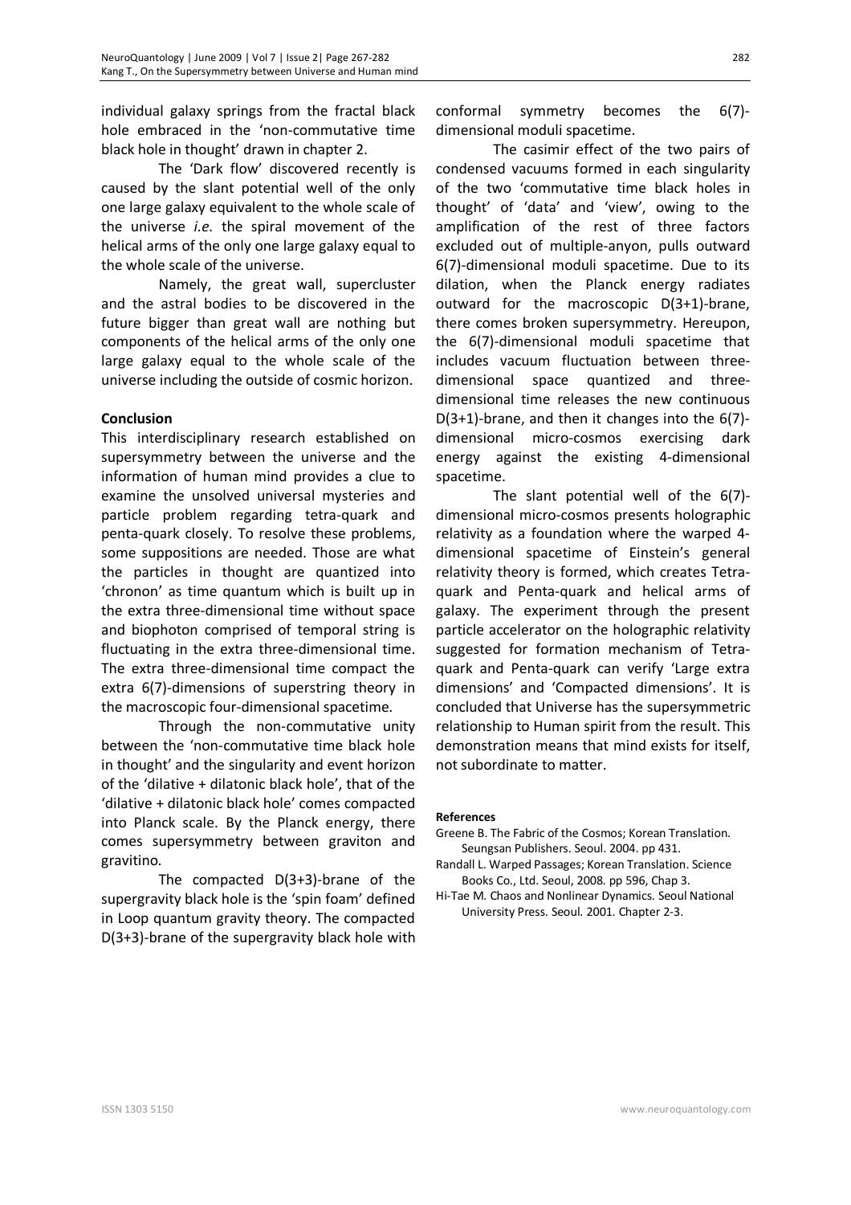individual galaxy springs from the fractal black hole embraced in the 'non-commutative time black hole in thought' drawn in chapter 2.

The 'Dark flow' discovered recently is caused by the slant potential well of the only one large galaxy equivalent to the whole scale of the universe *i.e.* the spiral movement of the helical arms of the only one large galaxy equal to the whole scale of the universe.

Namely, the great wall, supercluster and the astral bodies to be discovered in the future bigger than great wall are nothing but components of the helical arms of the only one large galaxy equal to the whole scale of the universe including the outside of cosmic horizon.

**Conclusion**

This interdisciplinary research established on supersymmetry between the universe and the information of human mind provides a clue to examine the unsolved universal mysteries and particle problem regarding tetra-quark and penta-quark closely. To resolve these problems, some suppositions are needed. Those are what the particles in thought are quantized into 'chronon' as time quantum which is built up in the extra three-dimensional time without space and biophoton comprised of temporal string is fluctuating in the extra three-dimensional time. The extra three-dimensional time compact the extra 6(7)-dimensions of superstring theory in the macroscopic four-dimensional spacetime.

Through the non-commutative unity between the 'non-commutative time black hole in thought' and the singularity and event horizon of the 'dilative + dilatonic black hole', that of the 'dilative + dilatonic black hole' comes compacted into Planck scale. By the Planck energy, there comes supersymmetry between graviton and gravitino.

The compacted D(3+3)-brane of the supergravity black hole is the 'spin foam' defined in Loop quantum gravity theory. The compacted D(3+3)-brane of the supergravity black hole with conformal symmetry becomes the 6(7)-dimensional moduli spacetime.

The casimir effect of the two pairs of condensed vacuums formed in each singularity of the two 'commutative time black holes in thought' of 'data' and 'view', owing to the amplification of the rest of three factors excluded out of multiple-anyon, pulls outward 6(7)-dimensional moduli spacetime. Due to its dilation, when the Planck energy radiates outward for the macroscopic D(3+1)-brane, there comes broken supersymmetry. Hereupon, the 6(7)-dimensional moduli spacetime that includes vacuum fluctuation between three-dimensional space quantized and three-dimensional time releases the new continuous D(3+1)-brane, and then it changes into the 6(7)-dimensional micro-cosmos exercising dark energy against the existing 4-dimensional spacetime.

The slant potential well of the 6(7)-dimensional micro-cosmos presents holographic relativity as a foundation where the warped 4-dimensional spacetime of Einstein's general relativity theory is formed, which creates Tetra-quark and Penta-quark and helical arms of galaxy. The experiment through the present particle accelerator on the holographic relativity suggested for formation mechanism of Tetra-quark and Penta-quark can verify 'Large extra dimensions' and 'Compacted dimensions'. It is concluded that Universe has the supersymmetric relationship to Human spirit from the result. This demonstration means that mind exists for itself, not subordinate to matter.

**References**

Greene B. The Fabric of the Cosmos; Korean Translation. Seungsan Publishers. Seoul. 2004. pp 431.

Randall L. Warped Passages; Korean Translation. Science Books Co., Ltd. Seoul, 2008. pp 596, Chap 3.

Hi-Tae M. Chaos and Nonlinear Dynamics. Seoul National University Press. Seoul. 2001. Chapter 2-3.